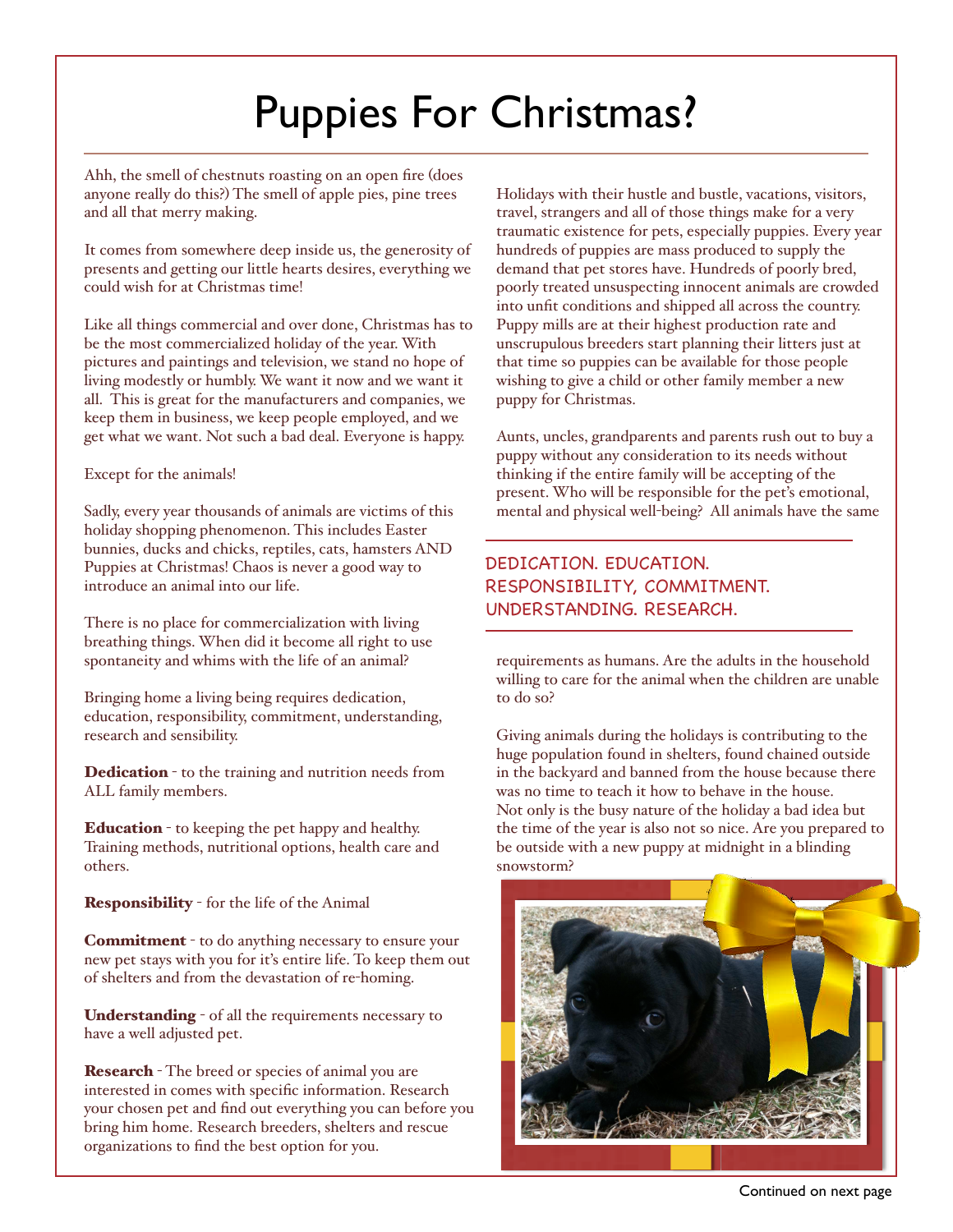# Puppies For Christmas?

Ahh, the smell of chestnuts roasting on an open fire (does anyone really do this?) The smell of apple pies, pine trees and all that merry making.

It comes from somewhere deep inside us, the generosity of presents and getting our little hearts desires, everything we could wish for at Christmas time!

Like all things commercial and over done, Christmas has to be the most commercialized holiday of the year. With pictures and paintings and television, we stand no hope of living modestly or humbly. We want it now and we want it all. This is great for the manufacturers and companies, we keep them in business, we keep people employed, and we get what we want. Not such a bad deal. Everyone is happy.

Except for the animals!

Sadly, every year thousands of animals are victims of this holiday shopping phenomenon. This includes Easter bunnies, ducks and chicks, reptiles, cats, hamsters AND Puppies at Christmas! Chaos is never a good way to introduce an animal into our life.

There is no place for commercialization with living breathing things. When did it become all right to use spontaneity and whims with the life of an animal?

Bringing home a living being requires dedication, education, responsibility, commitment, understanding, research and sensibility.

**Dedication** - to the training and nutrition needs from ALL family members.

**Education** - to keeping the pet happy and healthy. Training methods, nutritional options, health care and others.

**Responsibility** - for the life of the Animal

**Commitment** - to do anything necessary to ensure your new pet stays with you for it's entire life. To keep them out of shelters and from the devastation of re-homing.

**Understanding** - of all the requirements necessary to have a well adjusted pet.

**Research** - The breed or species of animal you are interested in comes with specific information. Research your chosen pet and find out everything you can before you bring him home. Research breeders, shelters and rescue organizations to find the best option for you.

Holidays with their hustle and bustle, vacations, visitors, travel, strangers and all of those things make for a very traumatic existence for pets, especially puppies. Every year hundreds of puppies are mass produced to supply the demand that pet stores have. Hundreds of poorly bred, poorly treated unsuspecting innocent animals are crowded into unfit conditions and shipped all across the country. Puppy mills are at their highest production rate and unscrupulous breeders start planning their litters just at that time so puppies can be available for those people wishing to give a child or other family member a new puppy for Christmas.

Aunts, uncles, grandparents and parents rush out to buy a puppy without any consideration to its needs without thinking if the entire family will be accepting of the present. Who will be responsible for the pet's emotional, mental and physical well-being? All animals have the same requirements as humans. Are the adults in the household willing to care for the animal when the children are unable to do so?

> DEDICATION. EDUCATION. RESPONSIBILITY, COMMITMENT. UNDERSTANDING. RESEARCH.

Giving animals during the holidays is contributing to the huge population found in shelters, found chained outside in the backyard and banned from the house because there was no time to teach it how to behave in the house. Not only is the busy nature of the holiday a bad idea but the time of the year is also not so nice. Are you prepared to be outside with a new puppy at midnight in a blinding snowstorm?

Continued on next page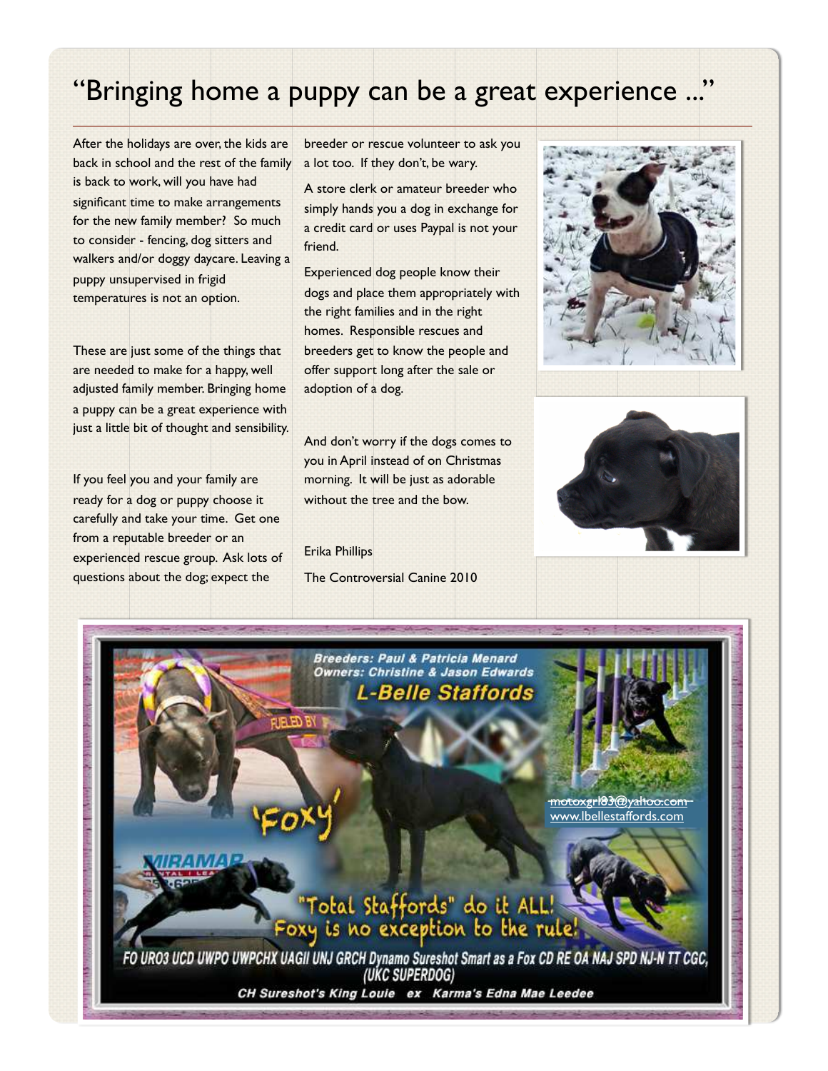# “Bringing home a puppy can be a great experience ...”

After the holidays are over, the kids are back in school and the rest of the family is back to work, will you have had significant time to make arrangements for the new family member? So much to consider - fencing, dog sitters and walkers and/or doggy daycare. Leaving a puppy unsupervised in frigid temperatures is not an option.

These are just some of the things that are needed to make for a happy, well adjusted family member. Bringing home a puppy can be a great experience with just a little bit of thought and sensibility.

If you feel you and your family are ready for a dog or puppy choose it carefully and take your time. Get one from a reputable breeder or an experienced rescue group. Ask lots of questions about the dog; expect the breeder or rescue volunteer to ask you a lot too. If they don’t, be wary.

A store clerk or amateur breeder who simply hands you a dog in exchange for a credit card or uses Paypal is not your friend.

Experienced dog people know their dogs and place them appropriately with the right families and in the right homes. Responsible rescues and breeders get to know the people and offer support long after the sale or adoption of a dog.

And don’t worry if the dogs comes to you in April instead of on Christmas morning. It will be just as adorable without the tree and the bow.

Erika Phillips

The Controversial Canine 2010

Breeders: Paul & Patricia Menard
Owners: Christine & Jason Edwards

L-Belle Staffords

'Foxy'

motoxgrl83@yahoo.com
www.lbellestaffords.com

"Total Staffords" do it ALL!
Foxy is no exception to the rule!

FO URO3 UCD UWPO UWPCHX UAGII UNJ GRCH Dynamo Sureshot Smart as a Fox CD RE OA NAJ SPD NJ-N TT CGC, (UKC SUPERDOG)

CH Sureshot's King Louie ex Karma's Edna Mae Leedee